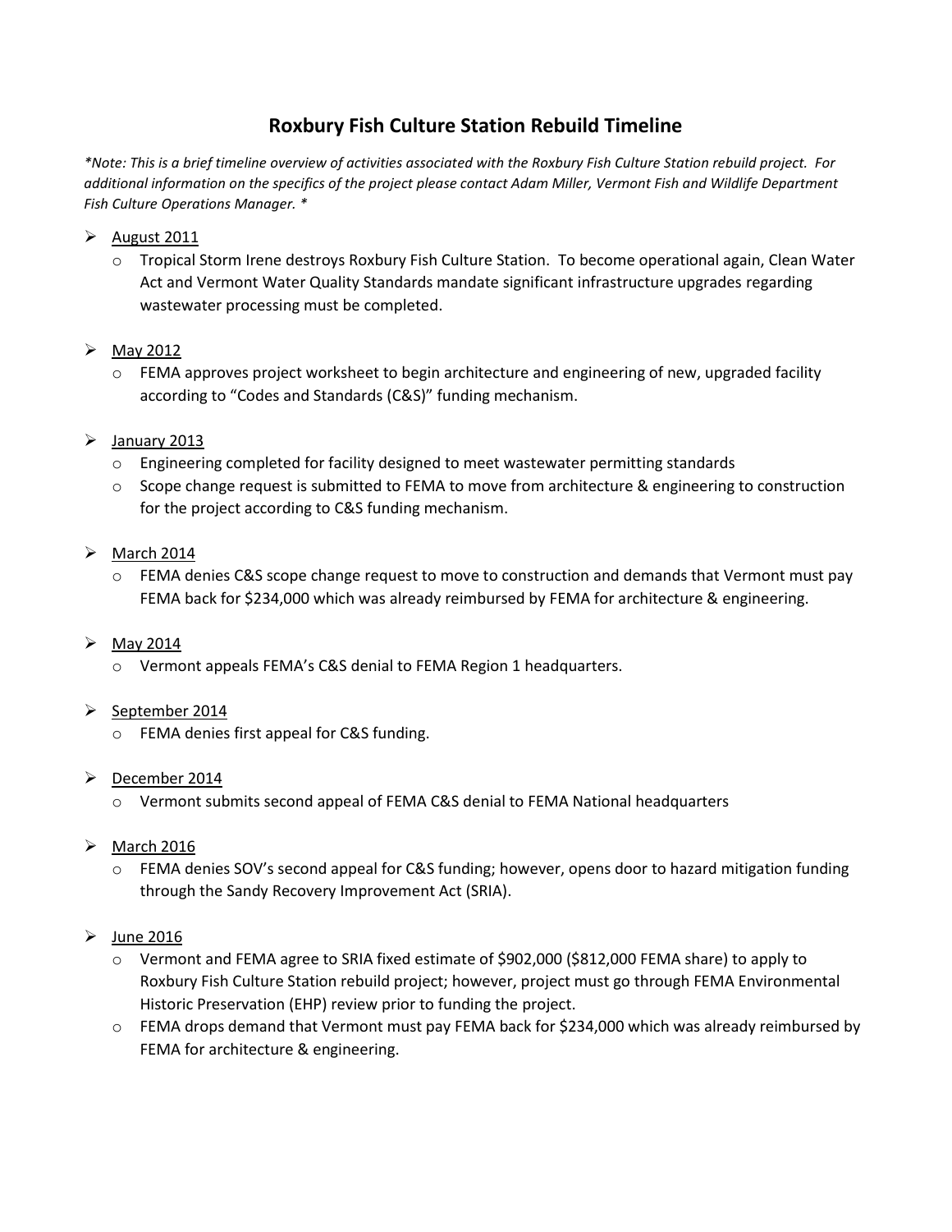# Roxbury Fish Culture Station Rebuild Timeline

*\*Note: This is a brief timeline overview of activities associated with the Roxbury Fish Culture Station rebuild project. For additional information on the specifics of the project please contact Adam Miller, Vermont Fish and Wildlife Department Fish Culture Operations Manager. \**

- <u>August 2011</u>
  - Tropical Storm Irene destroys Roxbury Fish Culture Station. To become operational again, Clean Water Act and Vermont Water Quality Standards mandate significant infrastructure upgrades regarding wastewater processing must be completed.

- <u>May 2012</u>
  - FEMA approves project worksheet to begin architecture and engineering of new, upgraded facility according to "Codes and Standards (C&S)" funding mechanism.

- <u>January 2013</u>
  - Engineering completed for facility designed to meet wastewater permitting standards
  - Scope change request is submitted to FEMA to move from architecture & engineering to construction for the project according to C&S funding mechanism.

- <u>March 2014</u>
  - FEMA denies C&S scope change request to move to construction and demands that Vermont must pay FEMA back for $234,000 which was already reimbursed by FEMA for architecture & engineering.

- <u>May 2014</u>
  - Vermont appeals FEMA's C&S denial to FEMA Region 1 headquarters.

- <u>September 2014</u>
  - FEMA denies first appeal for C&S funding.

- <u>December 2014</u>
  - Vermont submits second appeal of FEMA C&S denial to FEMA National headquarters

- <u>March 2016</u>
  - FEMA denies SOV's second appeal for C&S funding; however, opens door to hazard mitigation funding through the Sandy Recovery Improvement Act (SRIA).

- <u>June 2016</u>
  - Vermont and FEMA agree to SRIA fixed estimate of $902,000 ($812,000 FEMA share) to apply to Roxbury Fish Culture Station rebuild project; however, project must go through FEMA Environmental Historic Preservation (EHP) review prior to funding the project.
  - FEMA drops demand that Vermont must pay FEMA back for $234,000 which was already reimbursed by FEMA for architecture & engineering.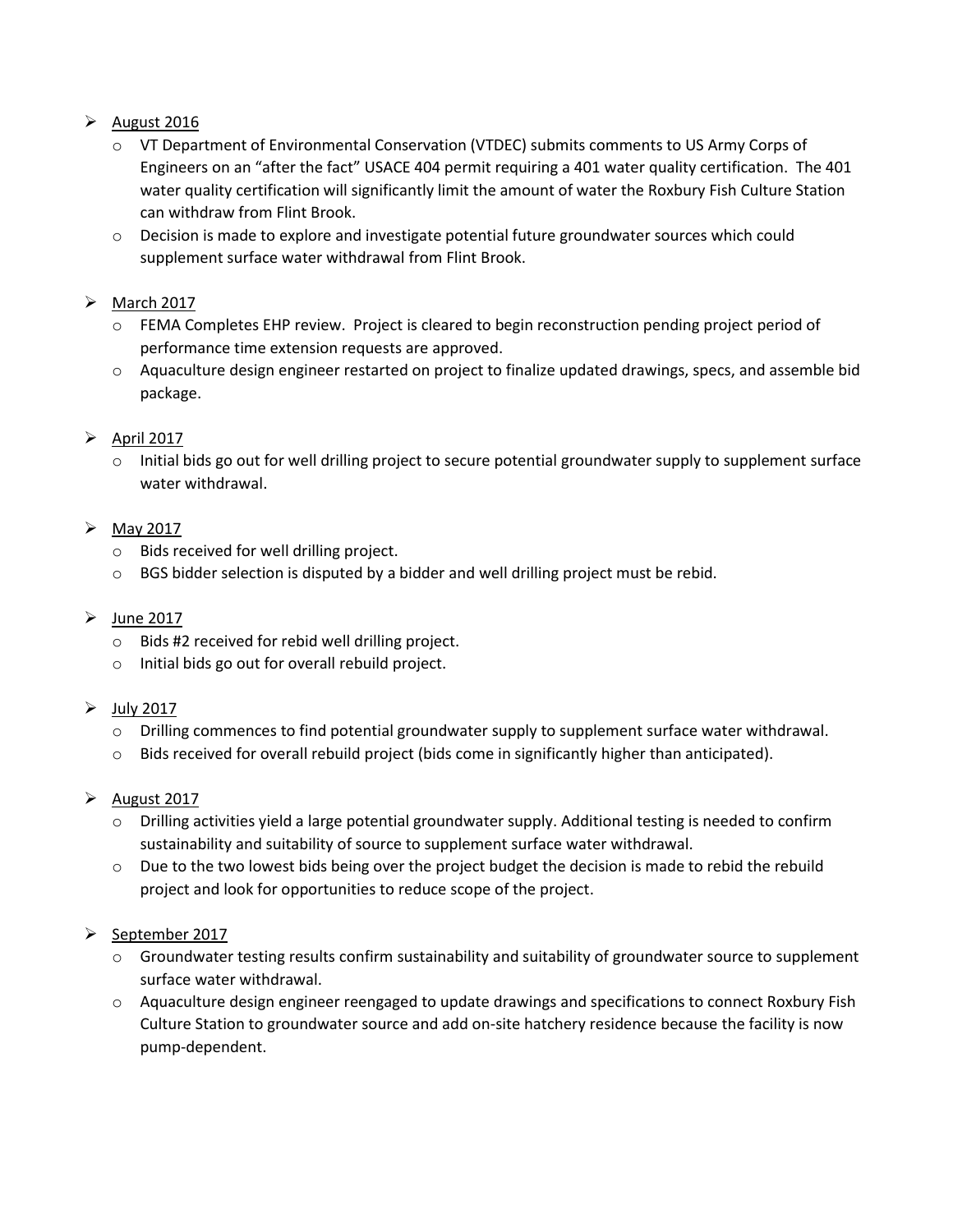- August 2016
  - VT Department of Environmental Conservation (VTDEC) submits comments to US Army Corps of Engineers on an "after the fact" USACE 404 permit requiring a 401 water quality certification. The 401 water quality certification will significantly limit the amount of water the Roxbury Fish Culture Station can withdraw from Flint Brook.
  - Decision is made to explore and investigate potential future groundwater sources which could supplement surface water withdrawal from Flint Brook.

- March 2017
  - FEMA Completes EHP review. Project is cleared to begin reconstruction pending project period of performance time extension requests are approved.
  - Aquaculture design engineer restarted on project to finalize updated drawings, specs, and assemble bid package.

- April 2017
  - Initial bids go out for well drilling project to secure potential groundwater supply to supplement surface water withdrawal.

- May 2017
  - Bids received for well drilling project.
  - BGS bidder selection is disputed by a bidder and well drilling project must be rebid.

- June 2017
  - Bids #2 received for rebid well drilling project.
  - Initial bids go out for overall rebuild project.

- July 2017
  - Drilling commences to find potential groundwater supply to supplement surface water withdrawal.
  - Bids received for overall rebuild project (bids come in significantly higher than anticipated).

- August 2017
  - Drilling activities yield a large potential groundwater supply. Additional testing is needed to confirm sustainability and suitability of source to supplement surface water withdrawal.
  - Due to the two lowest bids being over the project budget the decision is made to rebid the rebuild project and look for opportunities to reduce scope of the project.

- September 2017
  - Groundwater testing results confirm sustainability and suitability of groundwater source to supplement surface water withdrawal.
  - Aquaculture design engineer reengaged to update drawings and specifications to connect Roxbury Fish Culture Station to groundwater source and add on-site hatchery residence because the facility is now pump-dependent.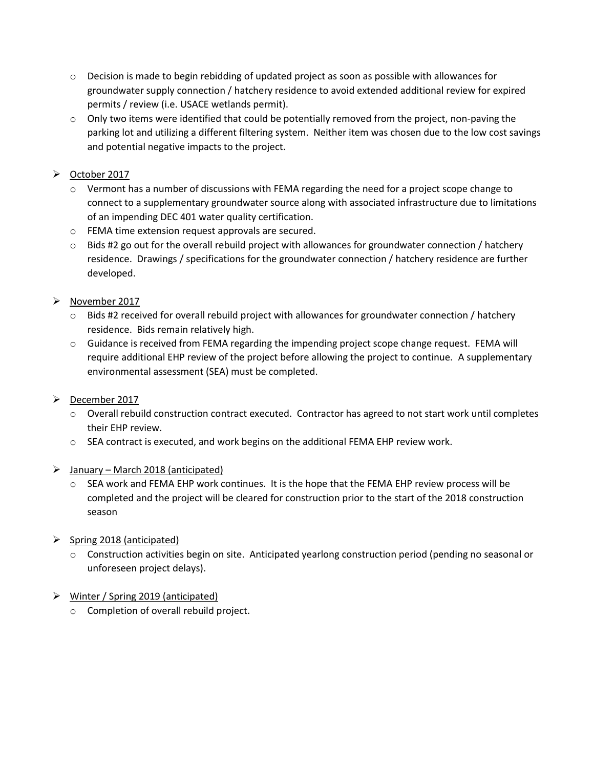- Decision is made to begin rebidding of updated project as soon as possible with allowances for groundwater supply connection / hatchery residence to avoid extended additional review for expired permits / review (i.e. USACE wetlands permit).
- Only two items were identified that could be potentially removed from the project, non-paving the parking lot and utilizing a different filtering system. Neither item was chosen due to the low cost savings and potential negative impacts to the project.

- <u>October 2017</u>
  - Vermont has a number of discussions with FEMA regarding the need for a project scope change to connect to a supplementary groundwater source along with associated infrastructure due to limitations of an impending DEC 401 water quality certification.
  - FEMA time extension request approvals are secured.
  - Bids #2 go out for the overall rebuild project with allowances for groundwater connection / hatchery residence. Drawings / specifications for the groundwater connection / hatchery residence are further developed.

- <u>November 2017</u>
  - Bids #2 received for overall rebuild project with allowances for groundwater connection / hatchery residence. Bids remain relatively high.
  - Guidance is received from FEMA regarding the impending project scope change request. FEMA will require additional EHP review of the project before allowing the project to continue. A supplementary environmental assessment (SEA) must be completed.

- <u>December 2017</u>
  - Overall rebuild construction contract executed. Contractor has agreed to not start work until completes their EHP review.
  - SEA contract is executed, and work begins on the additional FEMA EHP review work.

- <u>January – March 2018 (anticipated)</u>
  - SEA work and FEMA EHP work continues. It is the hope that the FEMA EHP review process will be completed and the project will be cleared for construction prior to the start of the 2018 construction season

- <u>Spring 2018 (anticipated)</u>
  - Construction activities begin on site. Anticipated yearlong construction period (pending no seasonal or unforeseen project delays).

- <u>Winter / Spring 2019 (anticipated)</u>
  - Completion of overall rebuild project.